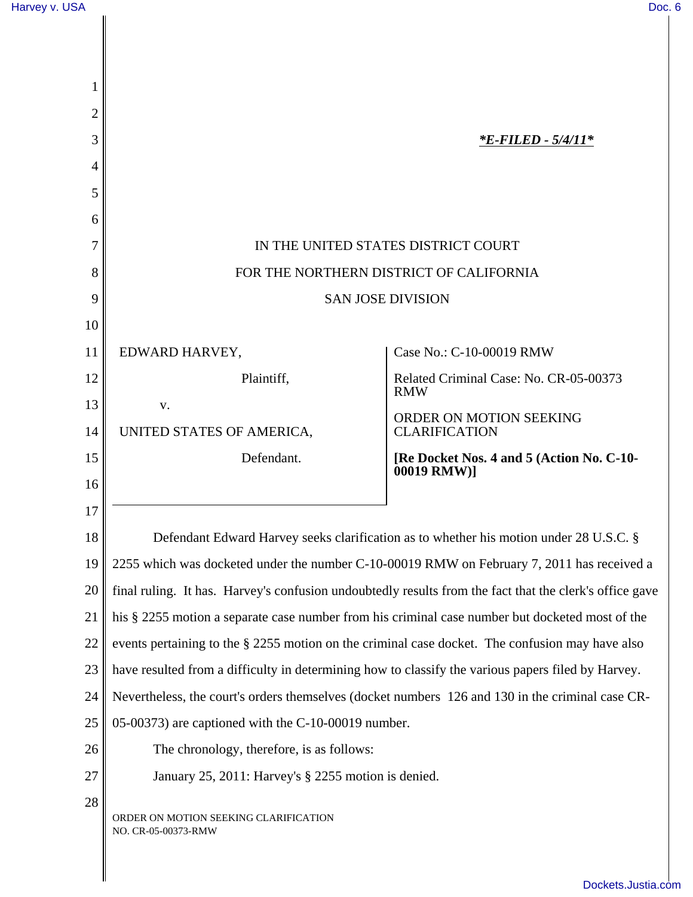*\*E-FILED - 5/4/11\**

IN THE UNITED STATES DISTRICT COURT

FOR THE NORTHERN DISTRICT OF CALIFORNIA

SAN JOSE DIVISION

| | |
|---|---|
| EDWARD HARVEY,<br><br>Plaintiff,<br><br>v.<br><br>UNITED STATES OF AMERICA,<br><br>Defendant. | Case No.: C-10-00019 RMW<br><br>Related Criminal Case: No. CR-05-00373 RMW<br><br>ORDER ON MOTION SEEKING CLARIFICATION<br><br>**[Re Docket Nos. 4 and 5 (Action No. C-10-00019 RMW)]** |

Defendant Edward Harvey seeks clarification as to whether his motion under 28 U.S.C. § 2255 which was docketed under the number C-10-00019 RMW on February 7, 2011 has received a final ruling. It has. Harvey's confusion undoubtedly results from the fact that the clerk's office gave his § 2255 motion a separate case number from his criminal case number but docketed most of the events pertaining to the § 2255 motion on the criminal case docket. The confusion may have also have resulted from a difficulty in determining how to classify the various papers filed by Harvey. Nevertheless, the court's orders themselves (docket numbers 126 and 130 in the criminal case CR-05-00373) are captioned with the C-10-00019 number.

The chronology, therefore, is as follows:

January 25, 2011: Harvey's § 2255 motion is denied.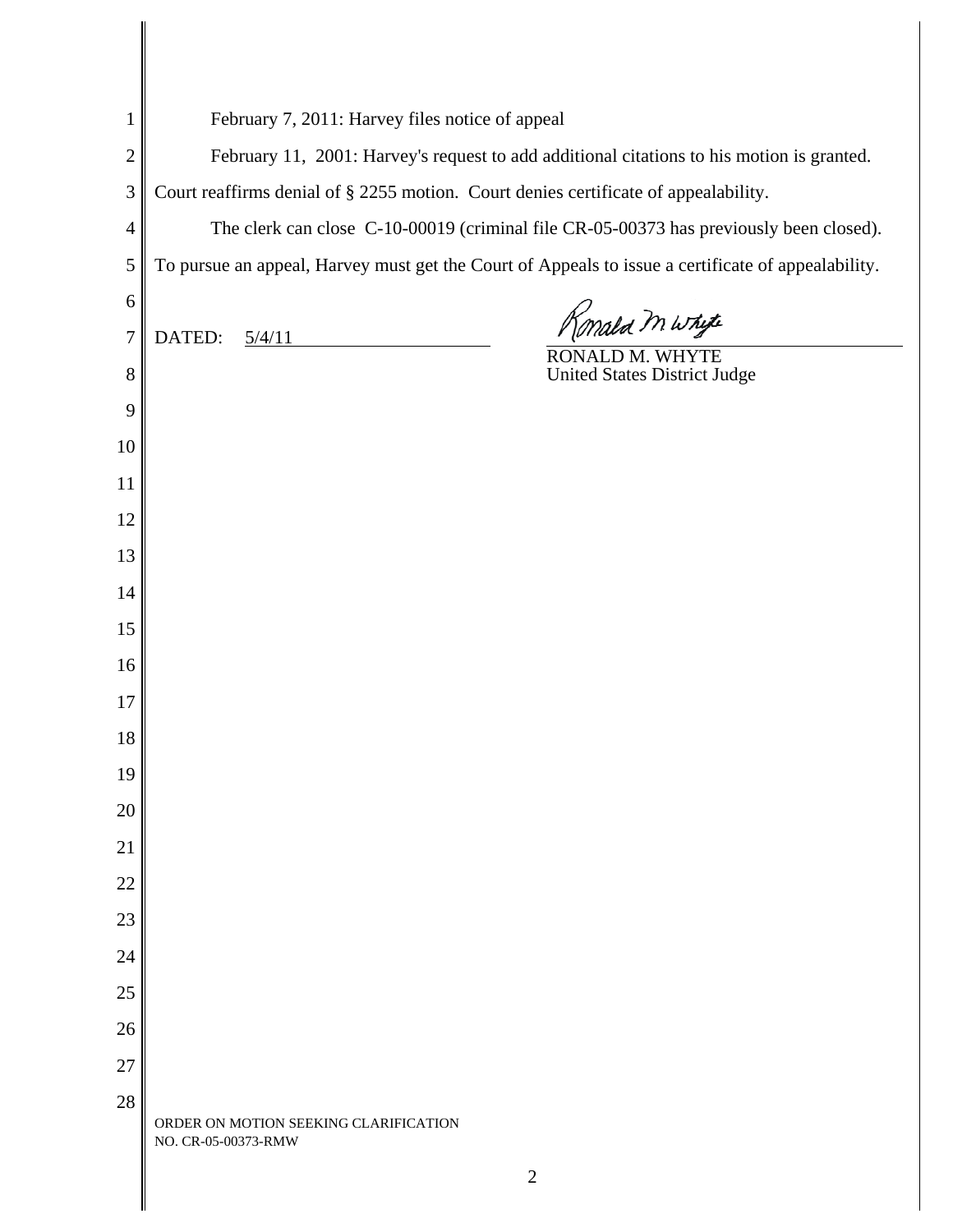February 7, 2011: Harvey files notice of appeal

February 11, 2001: Harvey's request to add additional citations to his motion is granted. Court reaffirms denial of § 2255 motion. Court denies certificate of appealability.

The clerk can close C-10-00019 (criminal file CR-05-00373 has previously been closed). To pursue an appeal, Harvey must get the Court of Appeals to issue a certificate of appealability.

DATED: 5/4/11

Ronald M. Whyte

RONALD M. WHYTE
United States District Judge

ORDER ON MOTION SEEKING CLARIFICATION
NO. CR-05-00373-RMW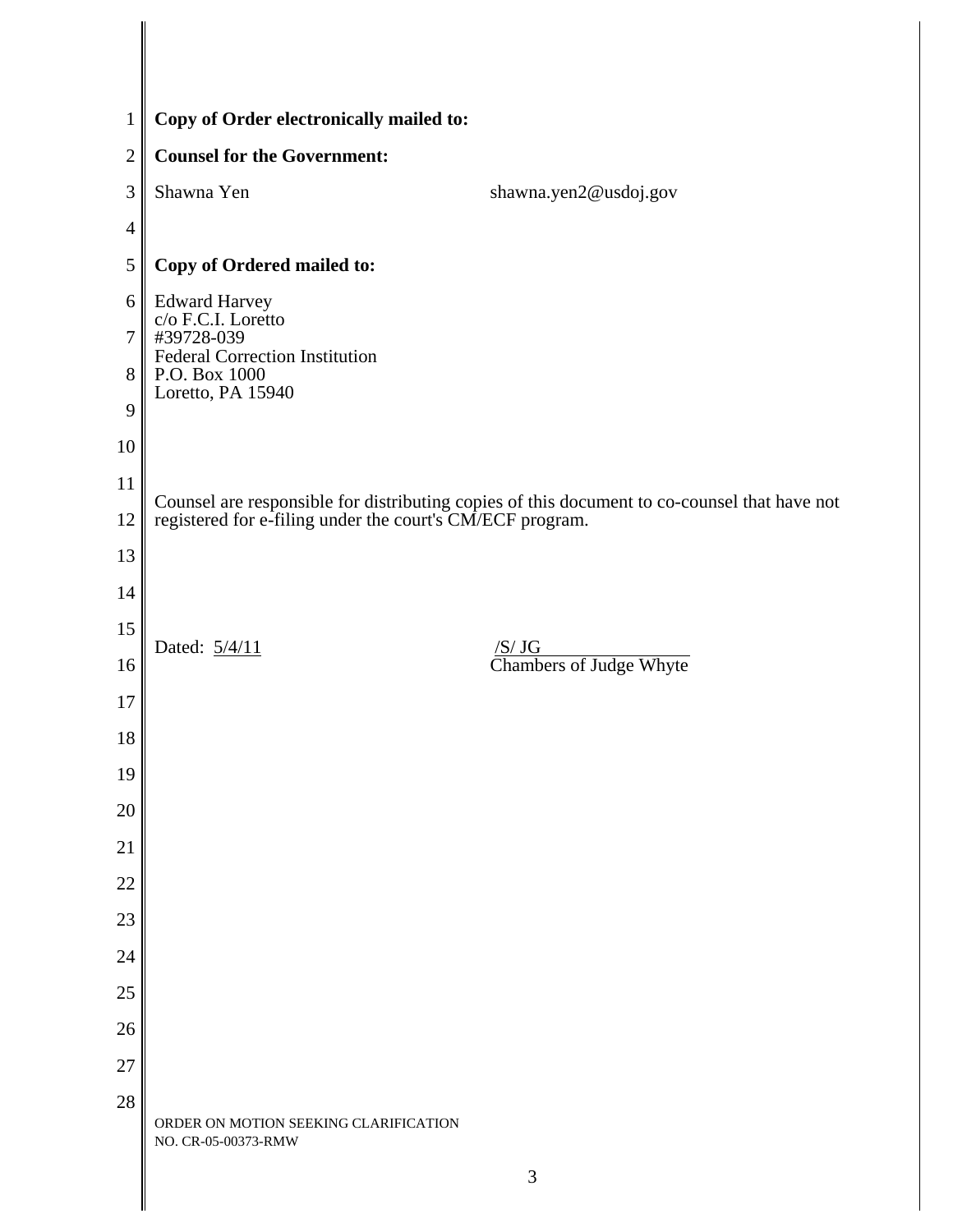**Copy of Order electronically mailed to:**

**Counsel for the Government:**

Shawna Yen shawna.yen2@usdoj.gov

**Copy of Ordered mailed to:**

Edward Harvey
c/o F.C.I. Loretto
#39728-039
Federal Correction Institution
P.O. Box 1000
Loretto, PA 15940

Counsel are responsible for distributing copies of this document to co-counsel that have not registered for e-filing under the court's CM/ECF program.

Dated: 5/4/11

/S/ JG
Chambers of Judge Whyte

ORDER ON MOTION SEEKING CLARIFICATION
NO. CR-05-00373-RMW